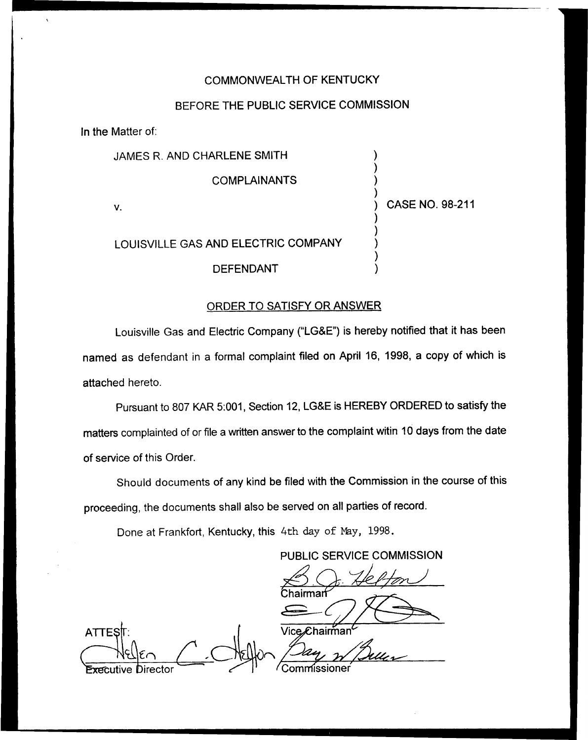COMMONWEALTH OF KENTUCKY

BEFORE THE PUBLIC SERVICE COMMISSION

In the Matter of:

| | |
|---|---|
| JAMES R. AND CHARLENE SMITH | ) |
| COMPLAINANTS | ) |
| v. | ) CASE NO. 98-211 |
| LOUISVILLE GAS AND ELECTRIC COMPANY | ) |
| DEFENDANT | ) |

## ORDER TO SATISFY OR ANSWER

Louisville Gas and Electric Company ("LG&E") is hereby notified that it has been named as defendant in a formal complaint filed on April 16, 1998, a copy of which is attached hereto.

Pursuant to 807 KAR 5:001, Section 12, LG&E is HEREBY ORDERED to satisfy the matters complainted of or file a written answer to the complaint witin 10 days from the date of service of this Order.

Should documents of any kind be filed with the Commission in the course of this proceeding, the documents shall also be served on all parties of record.

Done at Frankfort, Kentucky, this 4th day of May, 1998.

PUBLIC SERVICE COMMISSION

Chairman

Vice Chairman

Commissioner

ATTEST:

Executive Director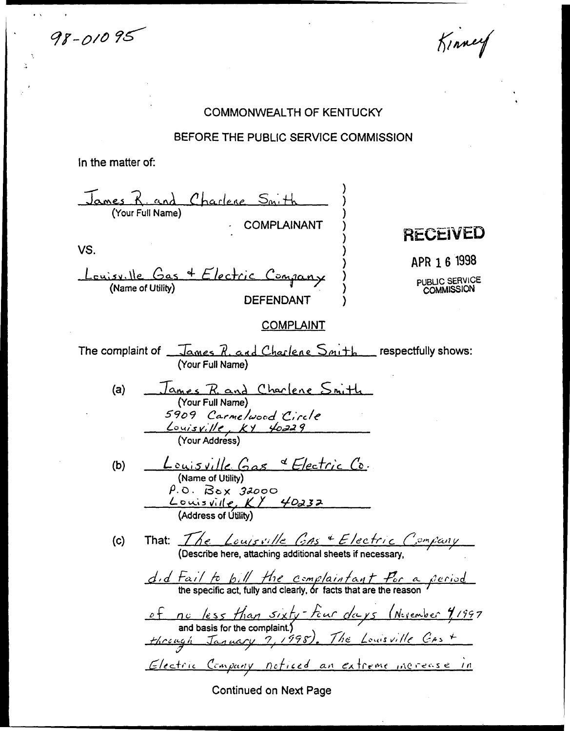98-01095

Kinney

COMMONWEALTH OF KENTUCKY

BEFORE THE PUBLIC SERVICE COMMISSION

In the matter of:

James R. and Charlene Smith
(Your Full Name)

COMPLAINANT

VS.

Louisville Gas & Electric Company
(Name of Utility)

DEFENDANT

**RECEIVED**

APR 16 1998

PUBLIC SERVICE COMMISSION

COMPLAINT

The complaint of James R. and Charlene Smith respectfully shows:
(Your Full Name)

(a) James R. and Charlene Smith
(Your Full Name)
5909 Carmelwood Circle
Louisville, KY 40229
(Your Address)

(b) Louisville Gas & Electric Co.
(Name of Utility)
P.O. Box 32000
Louisville, KY 40232
(Address of Utility)

(c) That: The Louisville Gas & Electric Company
(Describe here, attaching additional sheets if necessary,
did fail to bill the complaintant for a period
the specific act, fully and clearly, or facts that are the reason
of no less than sixty-four days (November 4, 1997
and basis for the complaint.)
through January 7, 1998). The Louisville Gas +
Electric Company noticed an extreme increase in

Continued on Next Page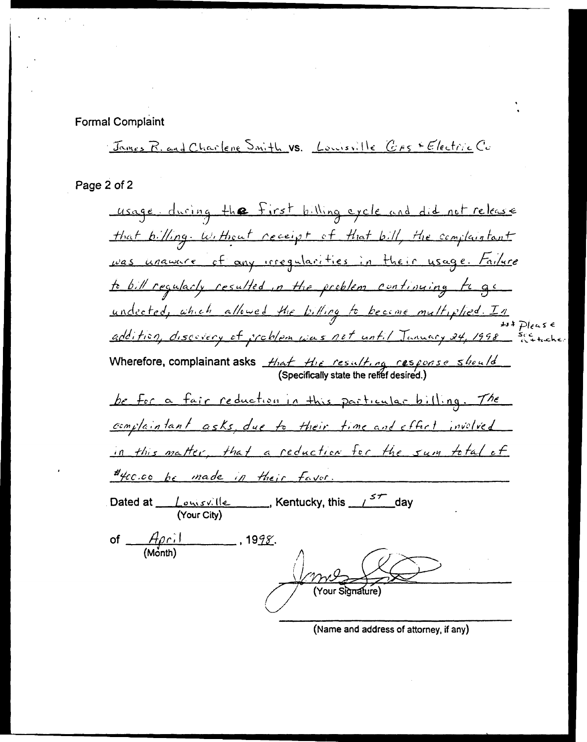Formal Complaint

James R. and Charlene Smith vs. Louisville Gas + Electric Co

Page 2 of 2

usage during the first billing cycle and did not release that billing. Without receipt of that bill, the complainant was unaware of any irregularities in their usage. Failure to bill regularly resulted in the problem continuing to go undected, which allowed the billing to become multiplied. In addition, discovery of problem was not until January 24, 1998 *** Please see attached.

Wherefore, complainant asks that the resulting response should (Specifically state the relief desired.) be for a fair reduction in this particular billing. The complaintant asks, due to their time and effort involved in this matter, that a reduction for the sum total of #400.00 be made in their favor.

Dated at Louisville (Your City), Kentucky, this 1st day of April (Month), 1998.

(Your Signature)

(Name and address of attorney, if any)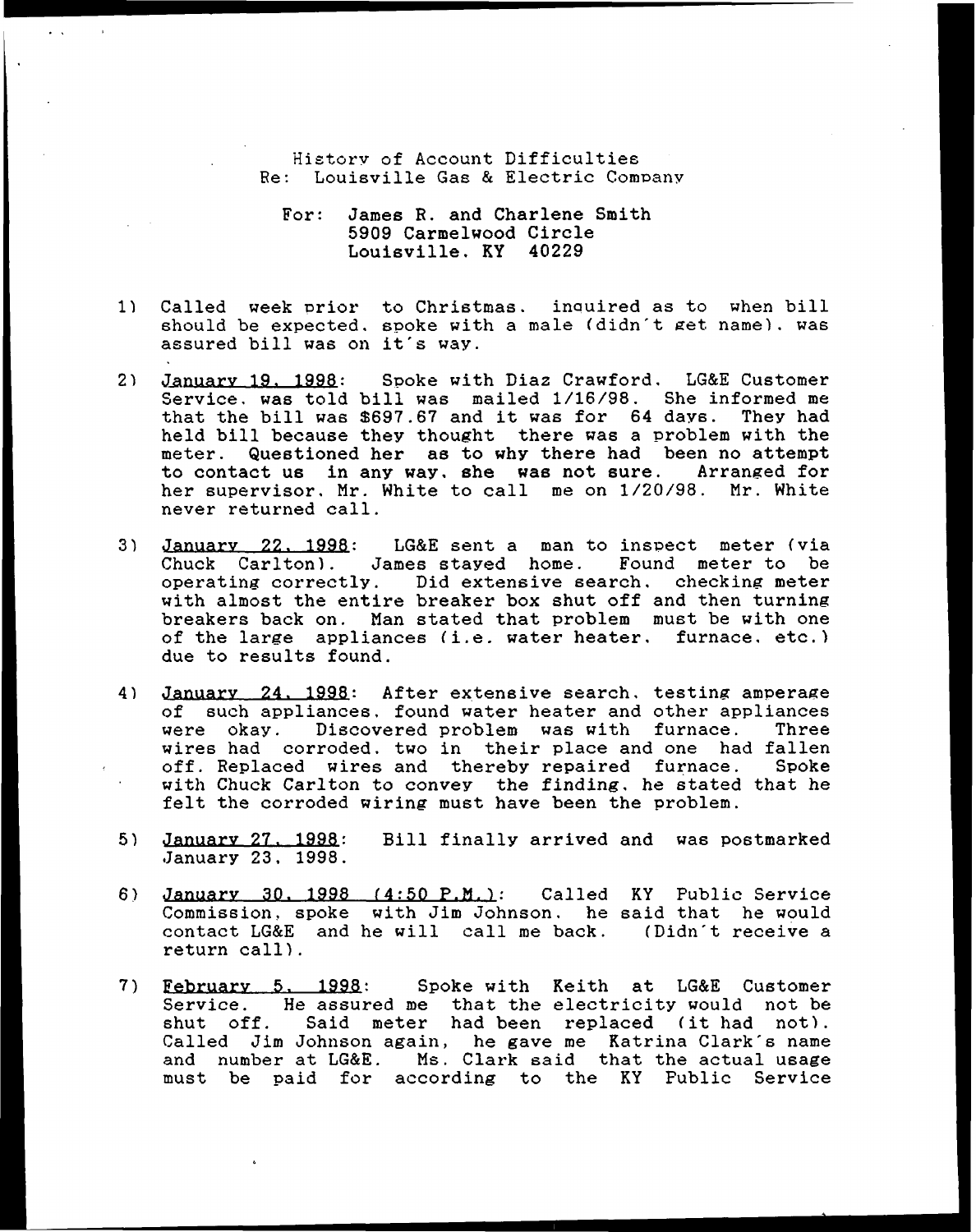History of Account Difficulties
Re: Louisville Gas & Electric Company

For: James R. and Charlene Smith
5909 Carmelwood Circle
Louisville, KY 40229

1) Called week prior to Christmas, inquired as to when bill should be expected, spoke with a male (didn't get name), was assured bill was on it's way.

2) January 19, 1998: Spoke with Diaz Crawford, LG&E Customer Service, was told bill was mailed 1/16/98. She informed me that the bill was $697.67 and it was for 64 days. They had held bill because they thought there was a problem with the meter. Questioned her as to why there had been no attempt to contact us in any way, she was not sure. Arranged for her supervisor, Mr. White to call me on 1/20/98. Mr. White never returned call.

3) January 22, 1998: LG&E sent a man to inspect meter (via Chuck Carlton). James stayed home. Found meter to be operating correctly. Did extensive search, checking meter with almost the entire breaker box shut off and then turning breakers back on. Man stated that problem must be with one of the large appliances (i.e. water heater, furnace, etc.) due to results found.

4) January 24, 1998: After extensive search, testing amperage of such appliances, found water heater and other appliances were okay. Discovered problem was with furnace. Three wires had corroded, two in their place and one had fallen off. Replaced wires and thereby repaired furnace. Spoke with Chuck Carlton to convey the finding, he stated that he felt the corroded wiring must have been the problem.

5) January 27, 1998: Bill finally arrived and was postmarked January 23, 1998.

6) January 30, 1998 (4:50 P.M.): Called KY Public Service Commission, spoke with Jim Johnson, he said that he would contact LG&E and he will call me back. (Didn't receive a return call).

7) February 5, 1998: Spoke with Keith at LG&E Customer Service. He assured me that the electricity would not be shut off. Said meter had been replaced (it had not). Called Jim Johnson again, he gave me Katrina Clark's name and number at LG&E. Ms. Clark said that the actual usage must be paid for according to the KY Public Service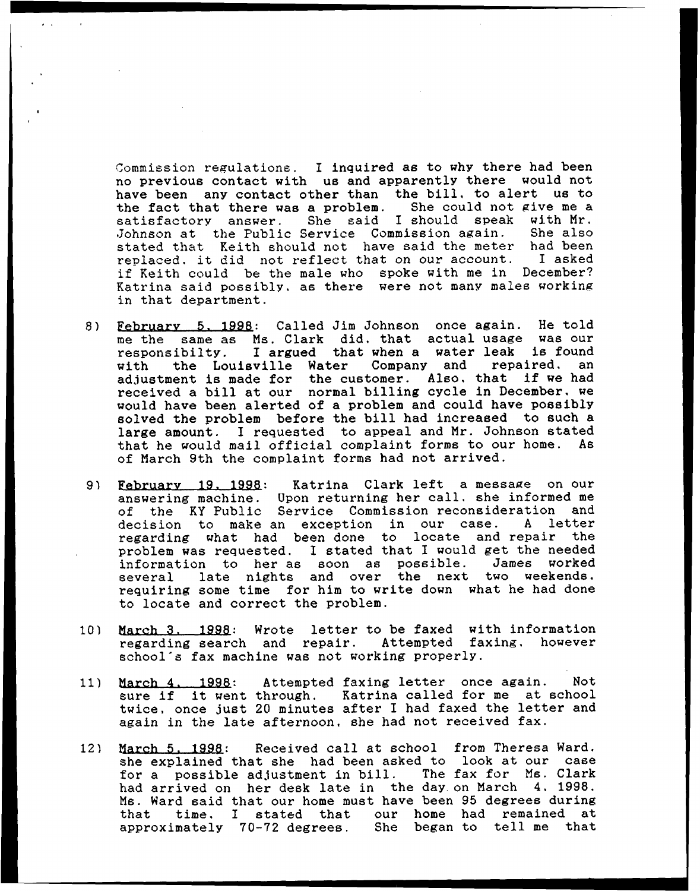Commission regulations. I inquired as to why there had been no previous contact with us and apparently there would not have been any contact other than the bill, to alert us to the fact that there was a problem. She could not give me a satisfactory answer. She said I should speak with Mr. Johnson at the Public Service Commission again. She also stated that Keith should not have said the meter had been replaced, it did not reflect that on our account. I asked if Keith could be the male who spoke with me in December? Katrina said possibly, as there were not many males working in that department.

8) <u>February 5, 1998</u>: Called Jim Johnson once again. He told me the same as Ms. Clark did, that actual usage was our responsibilty. I argued that when a water leak is found with the Louisville Water Company and repaired, an adjustment is made for the customer. Also, that if we had received a bill at our normal billing cycle in December, we would have been alerted of a problem and could have possibly solved the problem before the bill had increased to such a large amount. I requested to appeal and Mr. Johnson stated that he would mail official complaint forms to our home. As of March 9th the complaint forms had not arrived.

9) <u>February 19, 1998</u>: Katrina Clark left a message on our answering machine. Upon returning her call, she informed me of the KY Public Service Commission reconsideration and decision to make an exception in our case. A letter regarding what had been done to locate and repair the problem was requested. I stated that I would get the needed information to her as soon as possible. James worked several late nights and over the next two weekends, requiring some time for him to write down what he had done to locate and correct the problem.

10) <u>March 3, 1998</u>: Wrote letter to be faxed with information regarding search and repair. Attempted faxing, however school's fax machine was not working properly.

11) <u>March 4, 1998</u>: Attempted faxing letter once again. Not sure if it went through. Katrina called for me at school twice, once just 20 minutes after I had faxed the letter and again in the late afternoon, she had not received fax.

12) <u>March 5, 1998</u>: Received call at school from Theresa Ward. she explained that she had been asked to look at our case for a possible adjustment in bill. The fax for Ms. Clark had arrived on her desk late in the day on March 4, 1998. Ms. Ward said that our home must have been 95 degrees during that time, I stated that our home had remained at approximately 70-72 degrees. She began to tell me that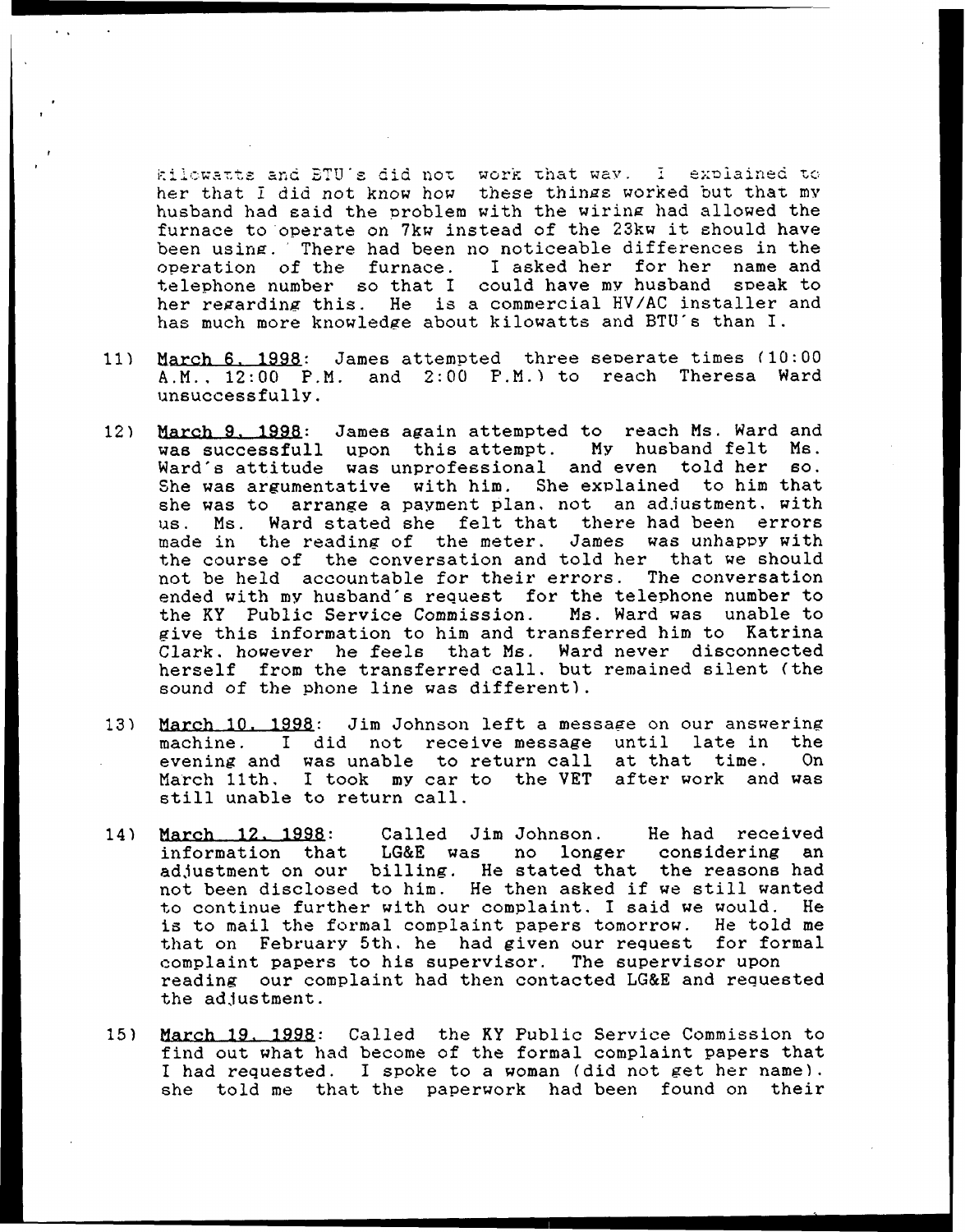kilowatts and BTU's did not work that way. I explained to her that I did not know how these things worked but that my husband had said the problem with the wiring had allowed the furnace to operate on 7kw instead of the 23kw it should have been using. There had been no noticeable differences in the operation of the furnace. I asked her for her name and telephone number so that I could have my husband speak to her regarding this. He is a commercial HV/AC installer and has much more knowledge about kilowatts and BTU's than I.

11) <u>March 6, 1998</u>: James attempted three seperate times (10:00 A.M., 12:00 P.M. and 2:00 P.M.) to reach Theresa Ward unsuccessfully.

12) <u>March 9, 1998</u>: James again attempted to reach Ms. Ward and was successfull upon this attempt. My husband felt Ms. Ward's attitude was unprofessional and even told her so. She was argumentative with him. She explained to him that she was to arrange a payment plan, not an adjustment, with us. Ms. Ward stated she felt that there had been errors made in the reading of the meter. James was unhappy with the course of the conversation and told her that we should not be held accountable for their errors. The conversation ended with my husband's request for the telephone number to the KY Public Service Commission. Ms. Ward was unable to give this information to him and transferred him to Katrina Clark, however he feels that Ms. Ward never disconnected herself from the transferred call, but remained silent (the sound of the phone line was different).

13) <u>March 10, 1998</u>: Jim Johnson left a message on our answering machine. I did not receive message until late in the evening and was unable to return call at that time. On March 11th, I took my car to the VET after work and was still unable to return call.

14) <u>March 12, 1998</u>: Called Jim Johnson. He had received information that LG&E was no longer considering an adjustment on our billing. He stated that the reasons had not been disclosed to him. He then asked if we still wanted to continue further with our complaint. I said we would. He is to mail the formal complaint papers tomorrow. He told me that on February 5th, he had given our request for formal complaint papers to his supervisor. The supervisor upon reading our complaint had then contacted LG&E and requested the adjustment.

15) <u>March 19, 1998</u>: Called the KY Public Service Commission to find out what had become of the formal complaint papers that I had requested. I spoke to a woman (did not get her name), she told me that the paperwork had been found on their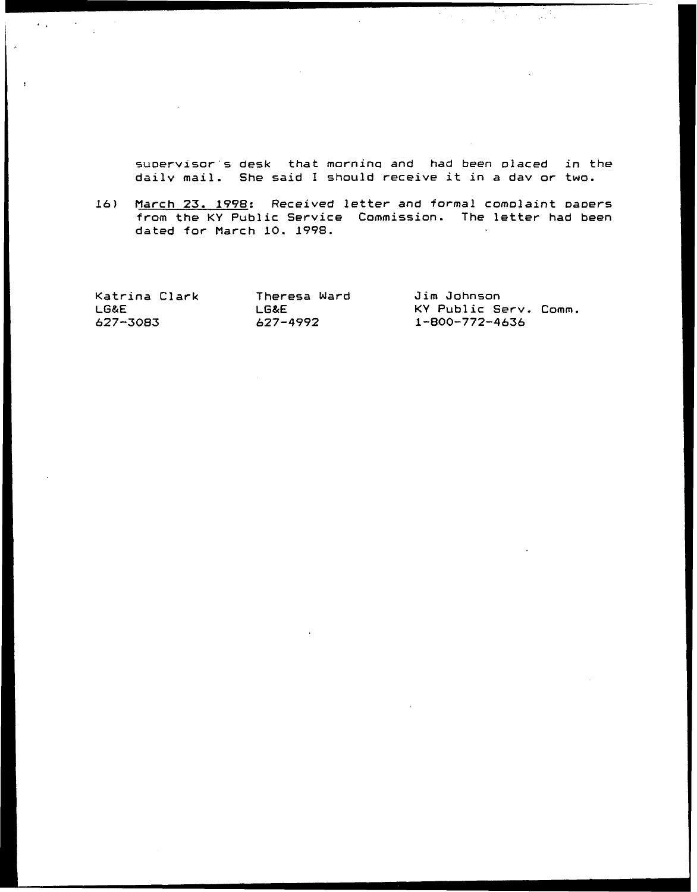supervisor's desk that morning and had been placed in the daily mail. She said I should receive it in a day or two.

16) <u>March 23, 1998</u>: Received letter and formal complaint papers from the KY Public Service Commission. The letter had been dated for March 10, 1998.

| Katrina Clark | Theresa Ward | Jim Johnson |
|---|---|---|
| LG&E | LG&E | KY Public Serv. Comm. |
| 627-3083 | 627-4992 | 1-800-772-4636 |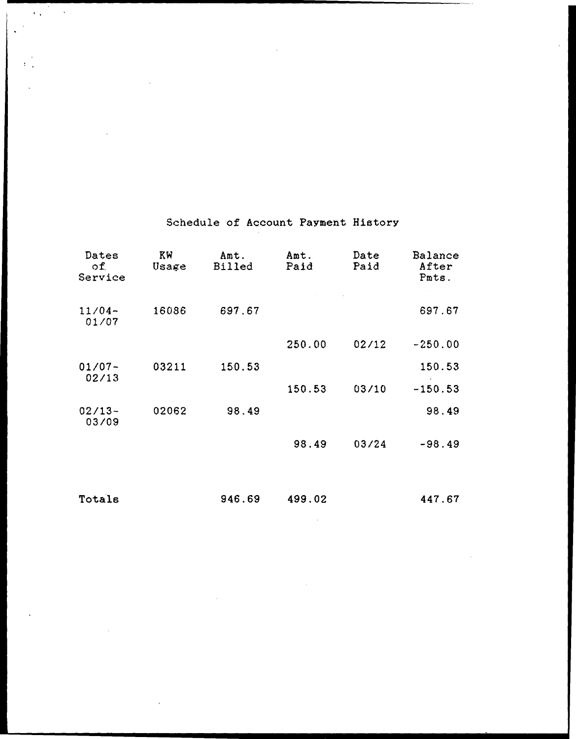Schedule of Account Payment History

| Dates of Service | KW Usage | Amt. Billed | Amt. Paid | Date Paid | Balance After Pmts. |
|---|---|---|---|---|---|
| 11/04-01/07 | 16086 | 697.67 | | | 697.67 |
| | | | 250.00 | 02/12 | -250.00 |
| 01/07-02/13 | 03211 | 150.53 | | | 150.53 |
| | | | 150.53 | 03/10 | -150.53 |
| 02/13-03/09 | 02062 | 98.49 | | | 98.49 |
| | | | 98.49 | 03/24 | -98.49 |
| Totals | | 946.69 | 499.02 | | 447.67 |